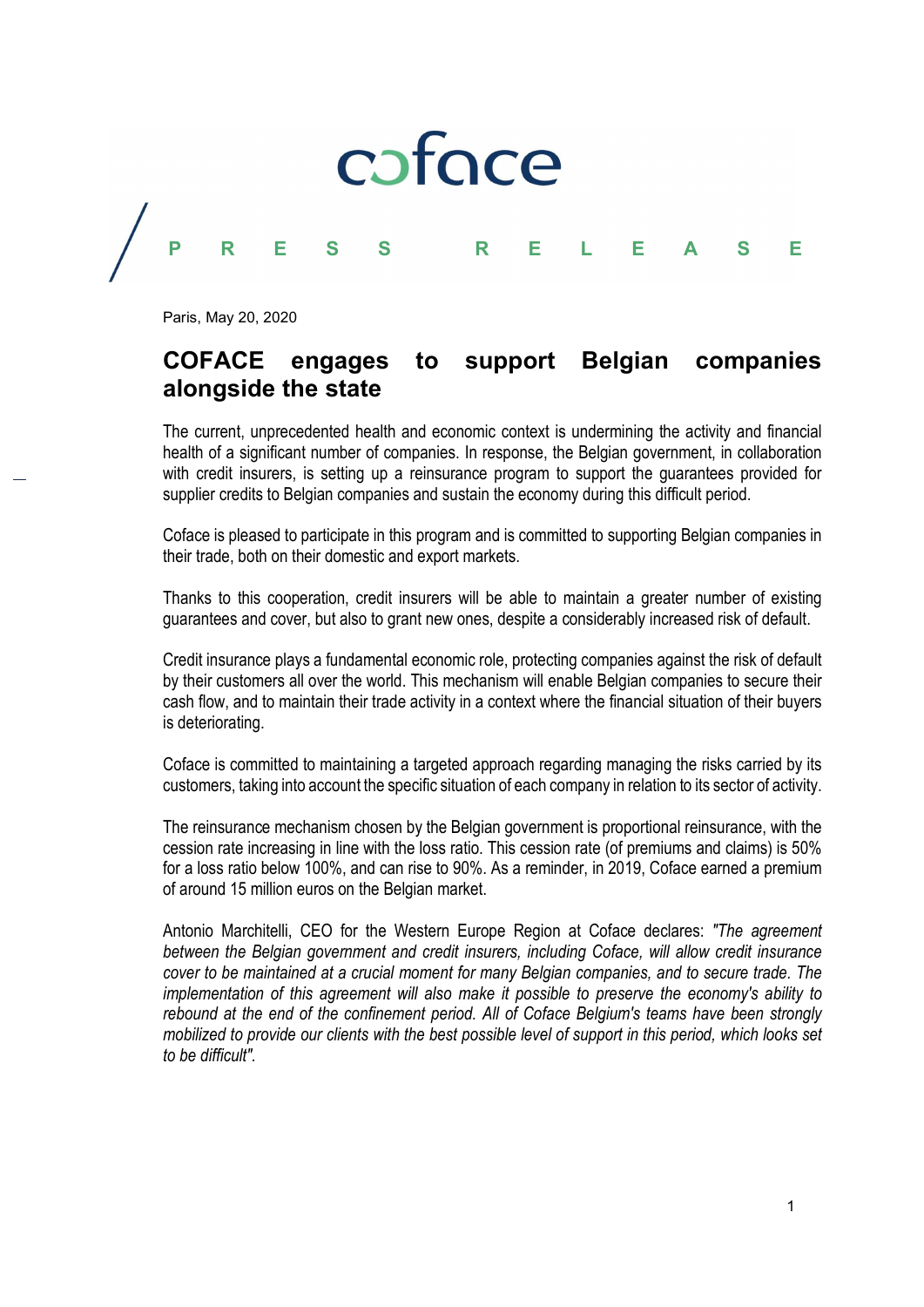coface

PRESS RELEASE

Paris, May 20, 2020

# COFACE engages to support Belgian companies alongside the state

The current, unprecedented health and economic context is undermining the activity and financial health of a significant number of companies. In response, the Belgian government, in collaboration with credit insurers, is setting up a reinsurance program to support the guarantees provided for supplier credits to Belgian companies and sustain the economy during this difficult period.

Coface is pleased to participate in this program and is committed to supporting Belgian companies in their trade, both on their domestic and export markets.

Thanks to this cooperation, credit insurers will be able to maintain a greater number of existing guarantees and cover, but also to grant new ones, despite a considerably increased risk of default.

Credit insurance plays a fundamental economic role, protecting companies against the risk of default by their customers all over the world. This mechanism will enable Belgian companies to secure their cash flow, and to maintain their trade activity in a context where the financial situation of their buyers is deteriorating.

Coface is committed to maintaining a targeted approach regarding managing the risks carried by its customers, taking into account the specific situation of each company in relation to its sector of activity.

The reinsurance mechanism chosen by the Belgian government is proportional reinsurance, with the cession rate increasing in line with the loss ratio. This cession rate (of premiums and claims) is 50% for a loss ratio below 100%, and can rise to 90%. As a reminder, in 2019, Coface earned a premium of around 15 million euros on the Belgian market.

Antonio Marchitelli, CEO for the Western Europe Region at Coface declares: *"The agreement between the Belgian government and credit insurers, including Coface, will allow credit insurance cover to be maintained at a crucial moment for many Belgian companies, and to secure trade. The implementation of this agreement will also make it possible to preserve the economy's ability to rebound at the end of the confinement period. All of Coface Belgium's teams have been strongly mobilized to provide our clients with the best possible level of support in this period, which looks set to be difficult".*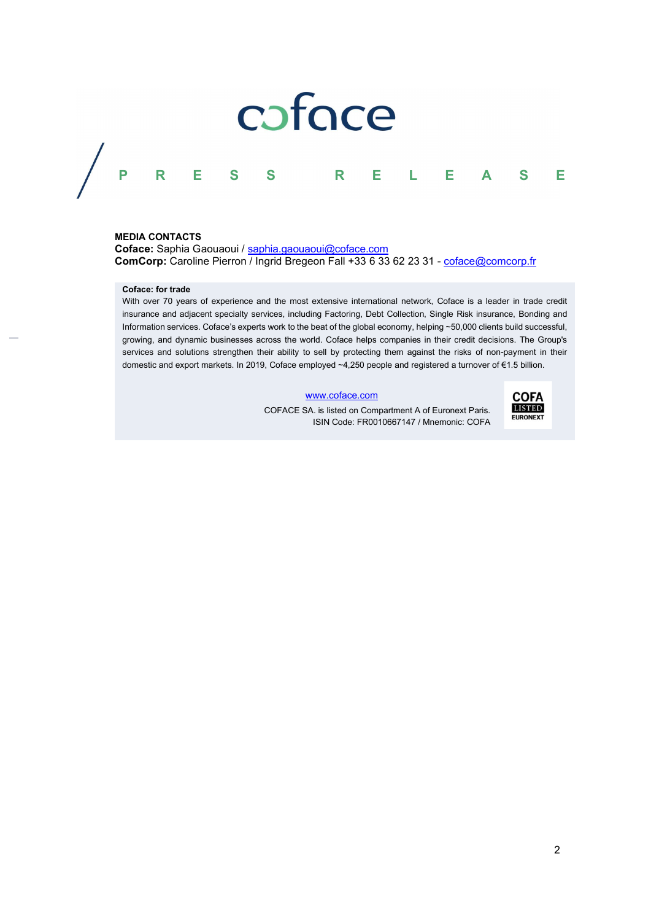**MEDIA CONTACTS**
**Coface:** Saphia Gaouaoui / saphia.gaouaoui@coface.com
**ComCorp:** Caroline Pierron / Ingrid Bregeon Fall +33 6 33 62 23 31 - coface@comcorp.fr

**Coface: for trade**

With over 70 years of experience and the most extensive international network, Coface is a leader in trade credit insurance and adjacent specialty services, including Factoring, Debt Collection, Single Risk insurance, Bonding and Information services. Coface's experts work to the beat of the global economy, helping ~50,000 clients build successful, growing, and dynamic businesses across the world. Coface helps companies in their credit decisions. The Group's services and solutions strengthen their ability to sell by protecting them against the risks of non-payment in their domestic and export markets. In 2019, Coface employed ~4,250 people and registered a turnover of €1.5 billion.

www.coface.com

COFACE SA. is listed on Compartment A of Euronext Paris.
ISIN Code: FR0010667147 / Mnemonic: COFA